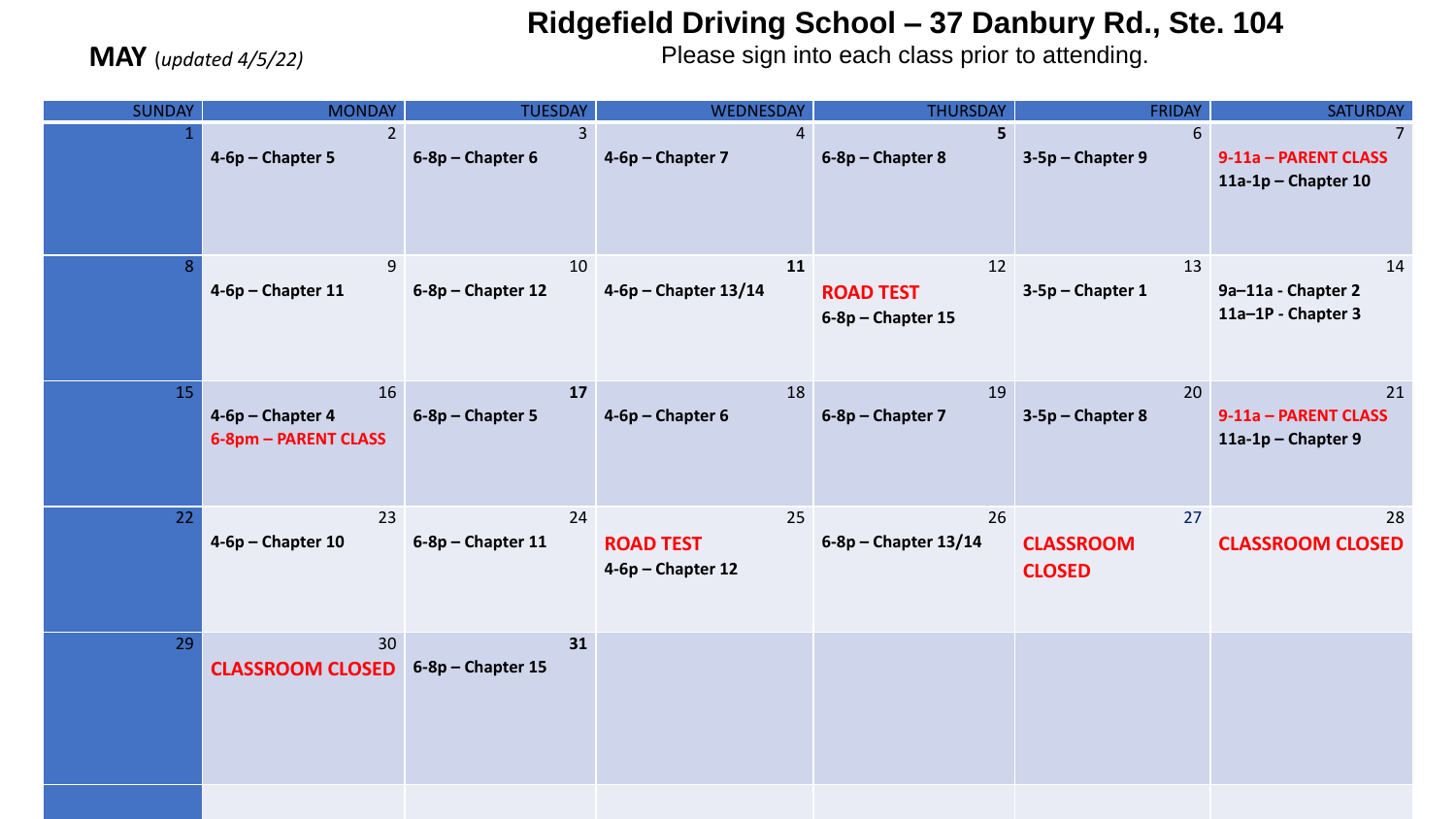# Ridgefield Driving School – 37 Danbury Rd., Ste. 104

Please sign into each class prior to attending.

**MAY** *(updated 4/5/22)*

| SUNDAY | MONDAY | TUESDAY | WEDNESDAY | THURSDAY | FRIDAY | SATURDAY |
|---|---|---|---|---|---|---|
| 1 | 2<br>**4-6p – Chapter 5** | 3<br>**6-8p – Chapter 6** | 4<br>**4-6p – Chapter 7** | 5<br>**6-8p – Chapter 8** | 6<br>**3-5p – Chapter 9** | 7<br>**9-11a – PARENT CLASS**<br>**11a-1p – Chapter 10** |
| 8 | 9<br>**4-6p – Chapter 11** | 10<br>**6-8p – Chapter 12** | 11<br>**4-6p – Chapter 13/14** | 12<br>**ROAD TEST**<br>**6-8p – Chapter 15** | 13<br>**3-5p – Chapter 1** | 14<br>**9a–11a - Chapter 2**<br>**11a–1P - Chapter 3** |
| 15 | 16<br>**4-6p – Chapter 4**<br>**6-8pm – PARENT CLASS** | 17<br>**6-8p – Chapter 5** | 18<br>**4-6p – Chapter 6** | 19<br>**6-8p – Chapter 7** | 20<br>**3-5p – Chapter 8** | 21<br>**9-11a – PARENT CLASS**<br>**11a-1p – Chapter 9** |
| 22 | 23<br>**4-6p – Chapter 10** | 24<br>**6-8p – Chapter 11** | 25<br>**ROAD TEST**<br>**4-6p – Chapter 12** | 26<br>**6-8p – Chapter 13/14** | 27<br>**CLASSROOM CLOSED** | 28<br>**CLASSROOM CLOSED** |
| 29 | 30<br>**CLASSROOM CLOSED** | 31<br>**6-8p – Chapter 15** | | | | |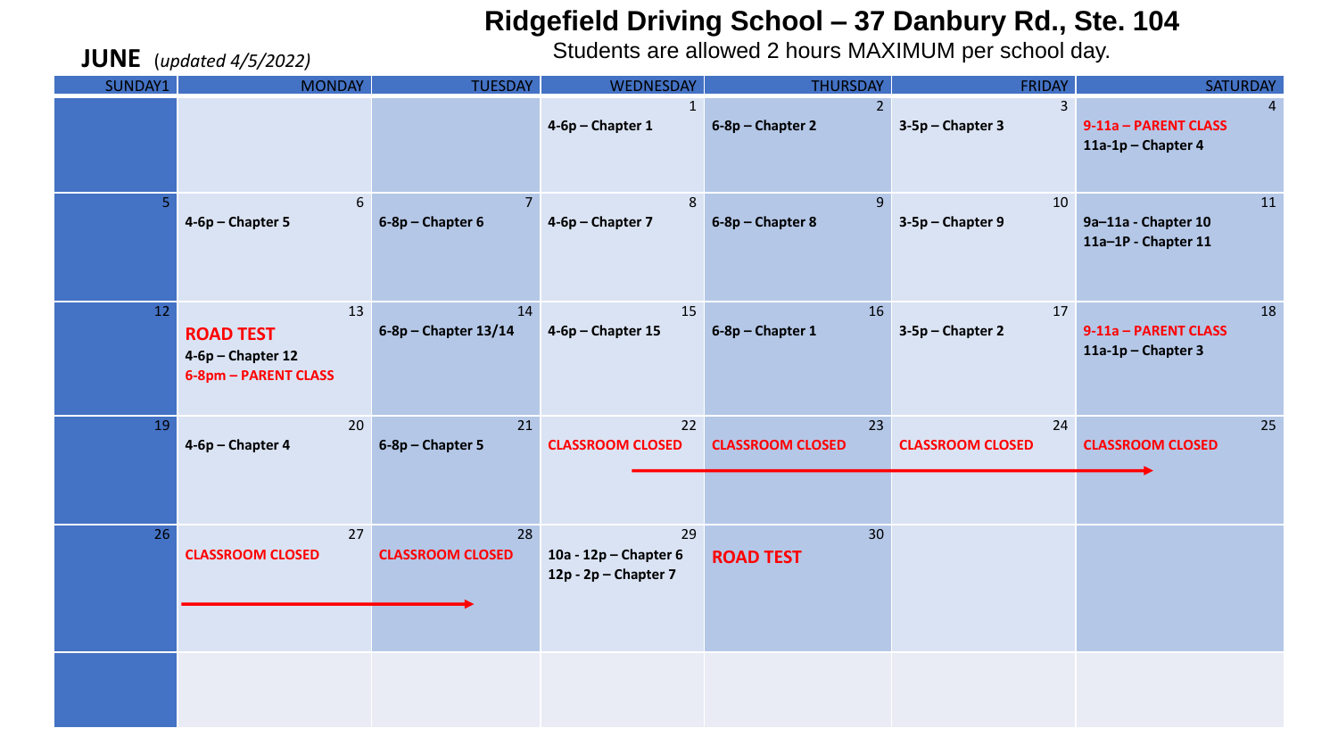# Ridgefield Driving School – 37 Danbury Rd., Ste. 104

Students are allowed 2 hours MAXIMUM per school day.

## JUNE *(updated 4/5/2022)*

| SUNDAY1 | MONDAY | TUESDAY | WEDNESDAY | THURSDAY | FRIDAY | SATURDAY |
|---|---|---|---|---|---|---|
| | | | 1<br>**4-6p – Chapter 1** | 2<br>**6-8p – Chapter 2** | 3<br>**3-5p – Chapter 3** | 4<br>**9-11a – PARENT CLASS**<br>**11a-1p – Chapter 4** |
| 5 | 6<br>**4-6p – Chapter 5** | 7<br>**6-8p – Chapter 6** | 8<br>**4-6p – Chapter 7** | 9<br>**6-8p – Chapter 8** | 10<br>**3-5p – Chapter 9** | 11<br>**9a–11a - Chapter 10**<br>**11a–1P - Chapter 11** |
| 12 | 13<br>**ROAD TEST**<br>**4-6p – Chapter 12**<br>**6-8pm – PARENT CLASS** | 14<br>**6-8p – Chapter 13/14** | 15<br>**4-6p – Chapter 15** | 16<br>**6-8p – Chapter 1** | 17<br>**3-5p – Chapter 2** | 18<br>**9-11a – PARENT CLASS**<br>**11a-1p – Chapter 3** |
| 19 | 20<br>**4-6p – Chapter 4** | 21<br>**6-8p – Chapter 5** | 22<br>**CLASSROOM CLOSED** | 23<br>**CLASSROOM CLOSED** | 24<br>**CLASSROOM CLOSED** | 25<br>**CLASSROOM CLOSED** |
| 26 | 27<br>**CLASSROOM CLOSED** | 28<br>**CLASSROOM CLOSED** | 29<br>**10a - 12p – Chapter 6**<br>**12p - 2p – Chapter 7** | 30<br>**ROAD TEST** | | |
| | | | | | | |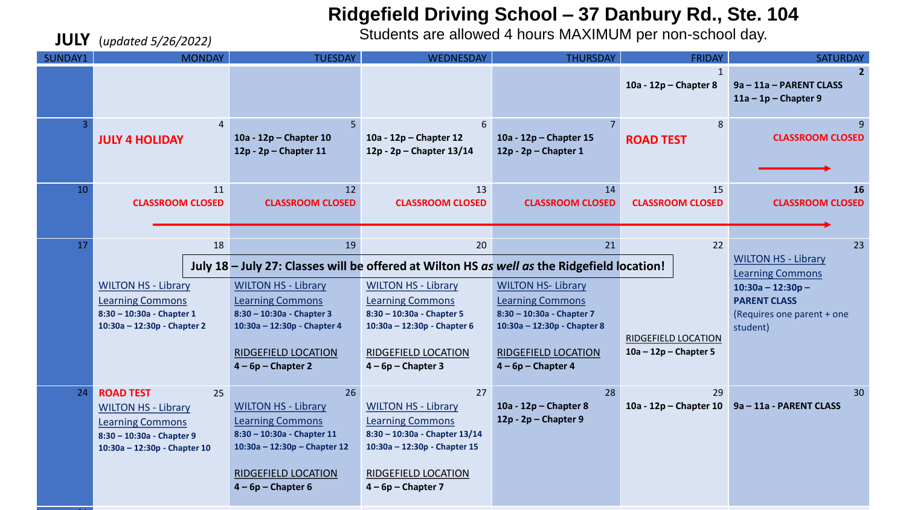# Ridgefield Driving School – 37 Danbury Rd., Ste. 104

Students are allowed 4 hours MAXIMUM per non-school day.

**JULY** *(updated 5/26/2022)*

| SUNDAY | MONDAY | TUESDAY | WEDNESDAY | THURSDAY | FRIDAY | SATURDAY |
|---|---|---|---|---|---|---|
| | | | | | 1<br>**10a - 12p – Chapter 8** | 2<br>**9a – 11a – PARENT CLASS**<br>**11a – 1p – Chapter 9** |
| 3 | 4<br>**JULY 4 HOLIDAY** | 5<br>**10a - 12p – Chapter 10**<br>**12p - 2p – Chapter 11** | 6<br>**10a - 12p – Chapter 12**<br>**12p - 2p – Chapter 13/14** | 7<br>**10a - 12p – Chapter 15**<br>**12p - 2p – Chapter 1** | 8<br>**ROAD TEST** | 9<br>**CLASSROOM CLOSED** → |
| 10 | 11<br>**CLASSROOM CLOSED** | 12<br>**CLASSROOM CLOSED** | 13<br>**CLASSROOM CLOSED** | 14<br>**CLASSROOM CLOSED** | 15<br>**CLASSROOM CLOSED** | 16<br>**CLASSROOM CLOSED** |
| 17 | 18<br>WILTON HS - Library Learning Commons<br>**8:30 – 10:30a - Chapter 1**<br>**10:30a – 12:30p - Chapter 2** | 19<br>WILTON HS - Library Learning Commons<br>**8:30 – 10:30a - Chapter 3**<br>**10:30a – 12:30p - Chapter 4**<br>RIDGEFIELD LOCATION<br>**4 – 6p – Chapter 2** | 20<br>WILTON HS - Library Learning Commons<br>**8:30 – 10:30a - Chapter 5**<br>**10:30a – 12:30p - Chapter 6**<br>RIDGEFIELD LOCATION<br>**4 – 6p – Chapter 3** | 21<br>WILTON HS- Library Learning Commons<br>**8:30 – 10:30a - Chapter 7**<br>**10:30a – 12:30p - Chapter 8**<br>RIDGEFIELD LOCATION<br>**4 – 6p – Chapter 4** | 22<br>RIDGEFIELD LOCATION<br>**10a – 12p – Chapter 5** | 23<br>WILTON HS - Library Learning Commons<br>**10:30a – 12:30p – PARENT CLASS**<br>(Requires one parent + one student) |
| 24 | 25<br>**ROAD TEST**<br>WILTON HS - Library Learning Commons<br>**8:30 – 10:30a - Chapter 9**<br>**10:30a – 12:30p - Chapter 10** | 26<br>WILTON HS - Library Learning Commons<br>**8:30 – 10:30a - Chapter 11**<br>**10:30a – 12:30p – Chapter 12**<br>RIDGEFIELD LOCATION<br>**4 – 6p – Chapter 6** | 27<br>WILTON HS - Library Learning Commons<br>**8:30 – 10:30a - Chapter 13/14**<br>**10:30a – 12:30p - Chapter 15**<br>RIDGEFIELD LOCATION<br>**4 – 6p – Chapter 7** | 28<br>**10a - 12p – Chapter 8**<br>**12p - 2p – Chapter 9** | 29<br>**10a - 12p – Chapter 10** | 30<br>**9a – 11a - PARENT CLASS** |

**July 18 – July 27: Classes will be offered at Wilton HS *as well as* the Ridgefield location!**